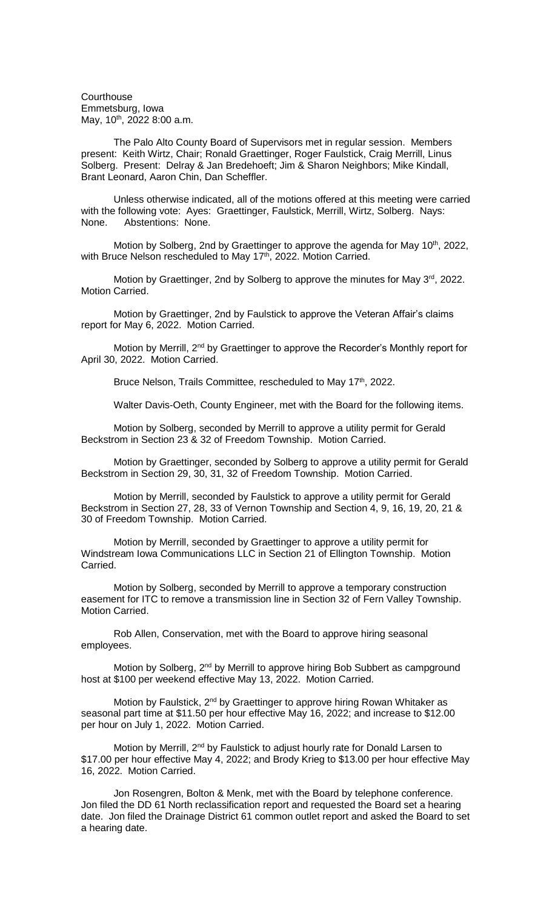Courthouse
Emmetsburg, Iowa
May, 10th, 2022 8:00 a.m.

The Palo Alto County Board of Supervisors met in regular session. Members present: Keith Wirtz, Chair; Ronald Graettinger, Roger Faulstick, Craig Merrill, Linus Solberg. Present: Delray & Jan Bredehoeft; Jim & Sharon Neighbors; Mike Kindall, Brant Leonard, Aaron Chin, Dan Scheffler.

Unless otherwise indicated, all of the motions offered at this meeting were carried with the following vote: Ayes: Graettinger, Faulstick, Merrill, Wirtz, Solberg. Nays: None. Abstentions: None.

Motion by Solberg, 2nd by Graettinger to approve the agenda for May 10th, 2022, with Bruce Nelson rescheduled to May 17th, 2022. Motion Carried.

Motion by Graettinger, 2nd by Solberg to approve the minutes for May 3rd, 2022. Motion Carried.

Motion by Graettinger, 2nd by Faulstick to approve the Veteran Affair's claims report for May 6, 2022. Motion Carried.

Motion by Merrill, 2nd by Graettinger to approve the Recorder's Monthly report for April 30, 2022. Motion Carried.

Bruce Nelson, Trails Committee, rescheduled to May 17th, 2022.

Walter Davis-Oeth, County Engineer, met with the Board for the following items.

Motion by Solberg, seconded by Merrill to approve a utility permit for Gerald Beckstrom in Section 23 & 32 of Freedom Township. Motion Carried.

Motion by Graettinger, seconded by Solberg to approve a utility permit for Gerald Beckstrom in Section 29, 30, 31, 32 of Freedom Township. Motion Carried.

Motion by Merrill, seconded by Faulstick to approve a utility permit for Gerald Beckstrom in Section 27, 28, 33 of Vernon Township and Section 4, 9, 16, 19, 20, 21 & 30 of Freedom Township. Motion Carried.

Motion by Merrill, seconded by Graettinger to approve a utility permit for Windstream Iowa Communications LLC in Section 21 of Ellington Township. Motion Carried.

Motion by Solberg, seconded by Merrill to approve a temporary construction easement for ITC to remove a transmission line in Section 32 of Fern Valley Township. Motion Carried.

Rob Allen, Conservation, met with the Board to approve hiring seasonal employees.

Motion by Solberg, 2nd by Merrill to approve hiring Bob Subbert as campground host at $100 per weekend effective May 13, 2022. Motion Carried.

Motion by Faulstick, 2nd by Graettinger to approve hiring Rowan Whitaker as seasonal part time at $11.50 per hour effective May 16, 2022; and increase to $12.00 per hour on July 1, 2022. Motion Carried.

Motion by Merrill, 2nd by Faulstick to adjust hourly rate for Donald Larsen to $17.00 per hour effective May 4, 2022; and Brody Krieg to $13.00 per hour effective May 16, 2022. Motion Carried.

Jon Rosengren, Bolton & Menk, met with the Board by telephone conference. Jon filed the DD 61 North reclassification report and requested the Board set a hearing date. Jon filed the Drainage District 61 common outlet report and asked the Board to set a hearing date.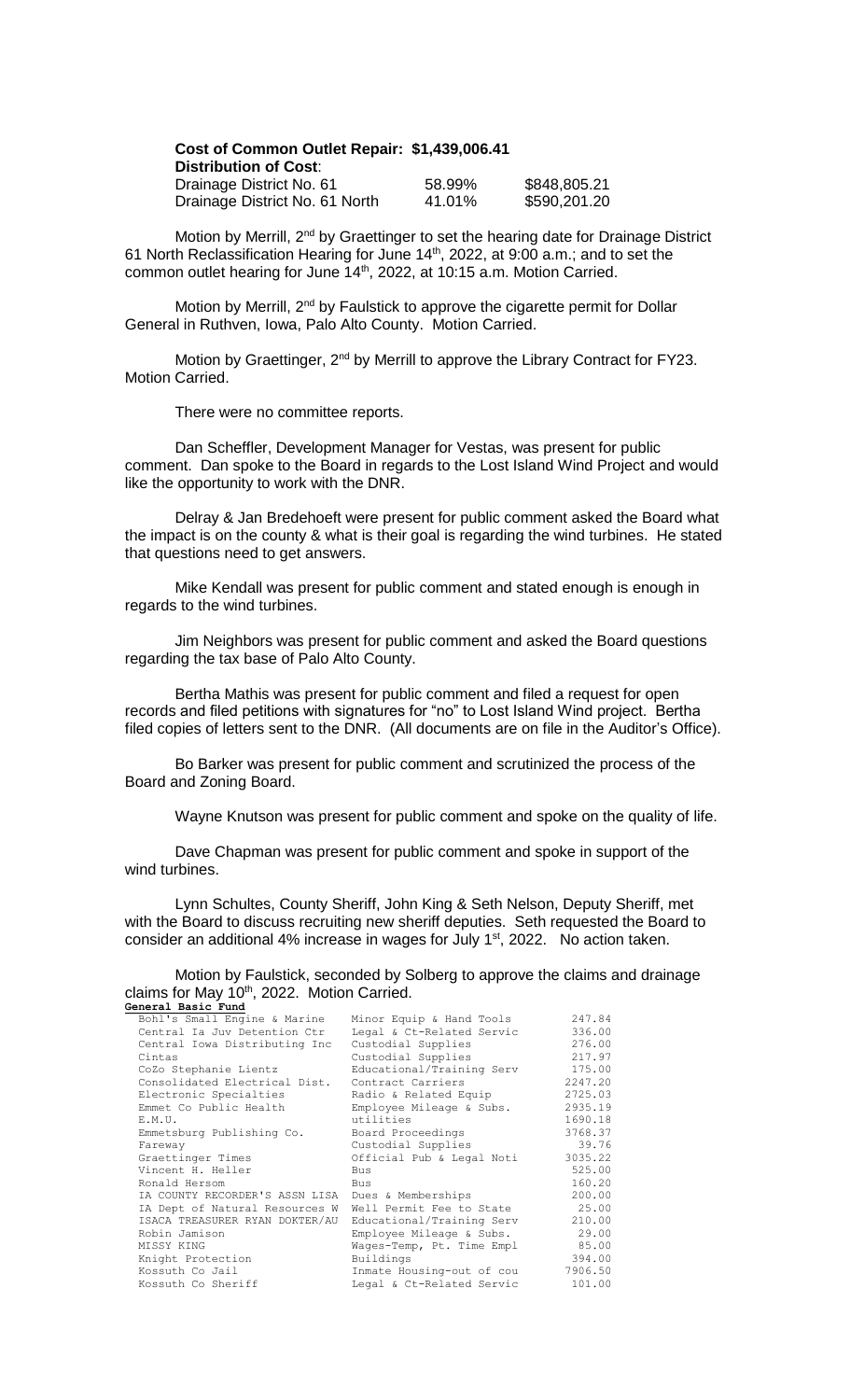**Cost of Common Outlet Repair: $1,439,006.41**
**Distribution of Cost**:

| | | |
|---|---|---|
| Drainage District No. 61 | 58.99% | $848,805.21 |
| Drainage District No. 61 North | 41.01% | $590,201.20 |

Motion by Merrill, 2nd by Graettinger to set the hearing date for Drainage District 61 North Reclassification Hearing for June 14th, 2022, at 9:00 a.m.; and to set the common outlet hearing for June 14th, 2022, at 10:15 a.m. Motion Carried.

Motion by Merrill, 2nd by Faulstick to approve the cigarette permit for Dollar General in Ruthven, Iowa, Palo Alto County. Motion Carried.

Motion by Graettinger, 2nd by Merrill to approve the Library Contract for FY23. Motion Carried.

There were no committee reports.

Dan Scheffler, Development Manager for Vestas, was present for public comment. Dan spoke to the Board in regards to the Lost Island Wind Project and would like the opportunity to work with the DNR.

Delray & Jan Bredehoeft were present for public comment asked the Board what the impact is on the county & what is their goal is regarding the wind turbines. He stated that questions need to get answers.

Mike Kendall was present for public comment and stated enough is enough in regards to the wind turbines.

Jim Neighbors was present for public comment and asked the Board questions regarding the tax base of Palo Alto County.

Bertha Mathis was present for public comment and filed a request for open records and filed petitions with signatures for "no" to Lost Island Wind project. Bertha filed copies of letters sent to the DNR. (All documents are on file in the Auditor's Office).

Bo Barker was present for public comment and scrutinized the process of the Board and Zoning Board.

Wayne Knutson was present for public comment and spoke on the quality of life.

Dave Chapman was present for public comment and spoke in support of the wind turbines.

Lynn Schultes, County Sheriff, John King & Seth Nelson, Deputy Sheriff, met with the Board to discuss recruiting new sheriff deputies. Seth requested the Board to consider an additional 4% increase in wages for July 1st, 2022. No action taken.

Motion by Faulstick, seconded by Solberg to approve the claims and drainage claims for May 10th, 2022. Motion Carried.

**General Basic Fund**

| | | |
|---|---|---|
| Bohl's Small Engine & Marine | Minor Equip & Hand Tools | 247.84 |
| Central Ia Juv Detention Ctr | Legal & Ct-Related Servic | 336.00 |
| Central Iowa Distributing Inc | Custodial Supplies | 276.00 |
| Cintas | Custodial Supplies | 217.97 |
| CoZo Stephanie Lientz | Educational/Training Serv | 175.00 |
| Consolidated Electrical Dist. | Contract Carriers | 2247.20 |
| Electronic Specialties | Radio & Related Equip | 2725.03 |
| Emmet Co Public Health | Employee Mileage & Subs. | 2935.19 |
| E.M.U. | utilities | 1690.18 |
| Emmetsburg Publishing Co. | Board Proceedings | 3768.37 |
| Fareway | Custodial Supplies | 39.76 |
| Graettinger Times | Official Pub & Legal Noti | 3035.22 |
| Vincent H. Heller | Bus | 525.00 |
| Ronald Hersom | Bus | 160.20 |
| IA COUNTY RECORDER'S ASSN LISA | Dues & Memberships | 200.00 |
| IA Dept of Natural Resources W | Well Permit Fee to State | 25.00 |
| ISACA TREASURER RYAN DOKTER/AU | Educational/Training Serv | 210.00 |
| Robin Jamison | Employee Mileage & Subs. | 29.00 |
| MISSY KING | Wages-Temp, Pt. Time Empl | 85.00 |
| Knight Protection | Buildings | 394.00 |
| Kossuth Co Jail | Inmate Housing-out of cou | 7906.50 |
| Kossuth Co Sheriff | Legal & Ct-Related Servic | 101.00 |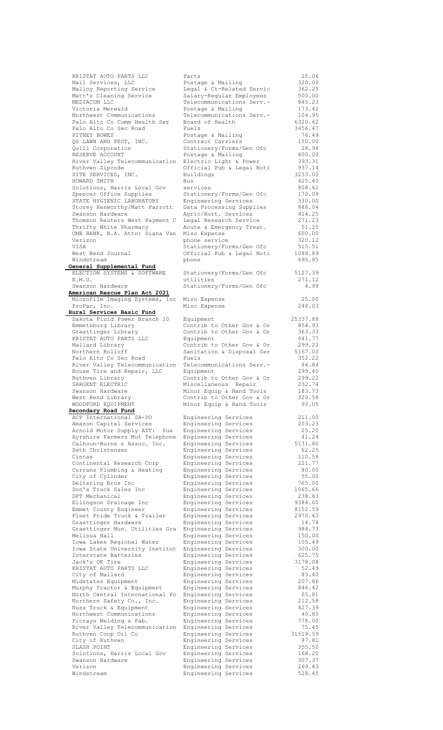| | | |
|---|---|---|
| KRISTAT AUTO PARTS LLC | Parts | 25.06 |
| Mail Services, LLC | Postage & Mailing | 320.00 |
| Malloy Reporting Service | Legal & Ct-Related Servic | 362.25 |
| Matt's Cleaning Service | Salary-Regular Employees | 500.00 |
| MEDIACOM LLC | Telecommunications Serv.- | 845.23 |
| Victoria Merwald | Postage & Mailing | 173.42 |
| Northwest Communications | Telecommunications Serv.- | 104.95 |
| Palo Alto Co Comm Health Ser | Board of Health | 6320.62 |
| Palo Alto Co Sec Road | Fuels | 3456.47 |
| PITNEY BOWES | Postage & Mailing | 76.49 |
| QS LAWN AND PEST, INC. | Contract Carriers | 150.00 |
| Quill Corporation | Stationery/Forms/Gen Ofc | 28.98 |
| RESERVE ACCOUNT | Postage & Mailing | 800.00 |
| River Valley Telecommunication | Electric Light & Power | 393.31 |
| Ruthven Zipcode | Official Pub & Legal Noti | 937.14 |
| SITE SERVICES, INC. | Buildings | 3233.00 |
| HOWARD SMITH | Bus | 425.40 |
| Solutions, Harris Local Gov | services | 808.62 |
| Spencer Office Supplies | Stationery/Forms/Gen Ofc | 170.09 |
| STATE HYGIENIC LABORATORY | Engineering Services | 330.00 |
| Storey Kenworthy/Matt Parrott | Data Processing Supplies | 888.04 |
| Swanson Hardware | Agric/Hort. Services | 414.25 |
| Thomson Reuters West Payment C | Legal Research Service | 271.23 |
| Thrifty White Pharmacy | Acute & Emergency Treat. | 51.25 |
| UMB BANK, N.A. Attn: Diana Van | Misc Expense | 600.00 |
| Verizon | phone service | 320.12 |
| VISA | Stationery/Forms/Gen Ofc | 515.51 |
| West Bend Journal | Official Pub & Legal Noti | 1088.89 |
| Windstream | phone | 695.85 |
| **General Supplemental Fund** | | |
| ELECTION SYSTEMS & SOFTWARE | Stationery/Forms/Gen Ofc | 5127.39 |
| E.M.U. | utilities | 271.12 |
| Swanson Hardware | Stationery/Forms/Gen Ofc | 4.99 |
| **American Rescue Plan Act 2021** | | |
| Microfilm Imaging Systems, Inc | Misc Expense | 25.00 |
| ProPac, Inc. | Misc Expense | 248.03 |
| **Rural Services Basic Fund** | | |
| Dakota Fluid Power Branch 10 | Equipment | 25337.88 |
| Emmetsburg Library | Contrib to Other Gov & Or | 854.93 |
| Graettinger Library | Contrib to Other Gov & Or | 363.33 |
| KRISTAT AUTO PARTS LLC | Equipment | 641.77 |
| Mallard Library | Contrib to Other Gov & Or | 299.22 |
| Northern Rolloff | Sanitation & Disposal Ser | 5167.00 |
| Palo Alto Co Sec Road | Fuels | 352.22 |
| River Valley Telecommunication | Telecommunications Serv.- | 84.84 |
| Rouse Tire and Repair, LLC | Equipment | 299.40 |
| Ruthven Library | Contrib to Other Gov & Or | 299.22 |
| SARGENT ELECTRIC | Miscellaneous Repair | 232.74 |
| Swanson Hardware | Minor Equip & Hand Tools | 183.73 |
| West Bend Library | Contrib to Other Gov & Or | 320.58 |
| WOODFORD EQUIPMENT | Minor Equip & Hand Tools | 93.05 |
| **Secondary Road Fund** | | |
| ACP International SA-SO | Engineering Services | 211.00 |
| Amazon Capital Services | Engineering Services | 203.23 |
| Arnold Motor Supply ATT: Sue | Engineering Services | 25.20 |
| Ayrshire Farmers Mut Telephone | Engineering Services | 41.24 |
| Calhoun-Burns & Assoc. Inc. | Engineering Services | 5131.80 |
| Seth Christensen | Engineering Services | 62.25 |
| Cintas | Engineering Services | 110.58 |
| Continental Research Corp | Engineering Services | 221.77 |
| Currans Plumbing & Heating | Engineering Services | 80.00 |
| City of Cylinder | Engineering Services | 55.00 |
| Deitering Bros Inc | Engineering Services | 765.00 |
| Don's Truck Sales Inc | Engineering Services | 1065.66 |
| DPT Mechanical | Engineering Services | 238.83 |
| Ellingson Drainage Inc | Engineering Services | 9384.00 |
| Emmet County Engineer | Engineering Services | 8152.59 |
| Fleet Pride Truck & Trailer | Engineering Services | 2970.43 |
| Graettinger Hardware | Engineering Services | 14.78 |
| Graettinger Mun. Utilities Gra | Engineering Services | 984.73 |
| Melissa Hall | Engineering Services | 150.00 |
| Iowa Lakes Regional Water | Engineering Services | 105.49 |
| Iowa State University Institut | Engineering Services | 300.00 |
| Interstate Batteries | Engineering Services | 625.75 |
| Jack's OK Tire | Engineering Services | 3178.08 |
| KRISTAT AUTO PARTS LLC | Engineering Services | 52.49 |
| City of Mallard | Engineering Services | 83.40 |
| Midstates Equipment | Engineering Services | 207.86 |
| Murphy Tractor & Equipment | Engineering Services | 846.42 |
| North Central International Fo | Engineering Services | 65.81 |
| Northern Safety Co., Inc. | Engineering Services | 212.58 |
| Nuss Truck & Equipment | Engineering Services | 427.39 |
| Northwest Communications | Engineering Services | 40.85 |
| Picrays Welding & Fab. | Engineering Services | 778.00 |
| River Valley Telecommunication | Engineering Services | 75.45 |
| Ruthven Coop Oil Co | Engineering Services | 31519.59 |
| City of Ruthven | Engineering Services | 87.81 |
| SLASH POINT | Engineering Services | 355.50 |
| Solutions, Harris Local Gov | Engineering Services | 168.20 |
| Swanson Hardware | Engineering Services | 307.37 |
| Verizon | Engineering Services | 269.43 |
| Windstream | Engineering Services | 528.45 |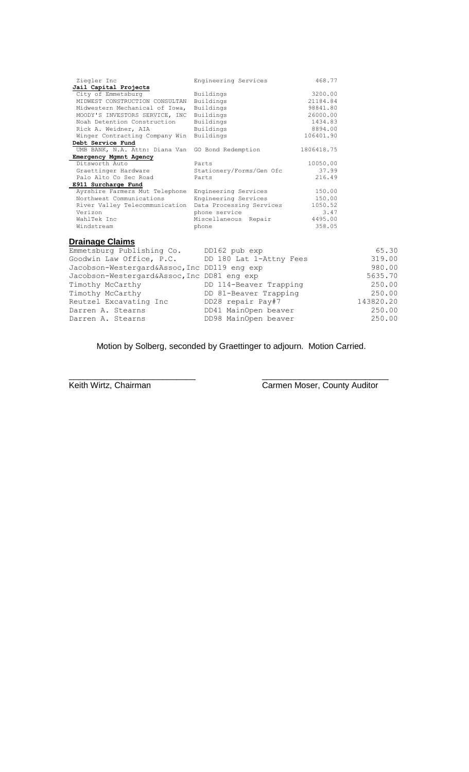| | | |
|---|---|---|
| Ziegler Inc | Engineering Services | 468.77 |
| **Jail Capital Projects** | | |
| City of Emmetsburg | Buildings | 3200.00 |
| MIDWEST CONSTRUCTION CONSULTAN | Buildings | 21184.84 |
| Midwestern Mechanical of Iowa, | Buildings | 98841.80 |
| MOODY'S INVESTORS SERVICE, INC | Buildings | 26000.00 |
| Noah Detention Construction | Buildings | 1434.83 |
| Rick A. Weidner, AIA | Buildings | 8894.00 |
| Winger Contracting Company Win | Buildings | 106401.90 |
| **Debt Service Fund** | | |
| UMB BANK, N.A. Attn: Diana Van | GO Bond Redemption | 1806418.75 |
| **Emergency Mgmnt Agency** | | |
| Ditsworth Auto | Parts | 10050.00 |
| Graettinger Hardware | Stationery/Forms/Gen Ofc | 37.99 |
| Palo Alto Co Sec Road | Parts | 216.49 |
| **E911 Surcharge Fund** | | |
| Ayrshire Farmers Mut Telephone | Engineering Services | 150.00 |
| Northwest Communications | Engineering Services | 150.00 |
| River Valley Telecommunication | Data Processing Services | 1050.52 |
| Verizon | phone service | 3.47 |
| WahlTek Inc | Miscellaneous Repair | 4495.00 |
| Windstream | phone | 358.05 |

## Drainage Claims

| | | |
|---|---|---|
| Emmetsburg Publishing Co. | DD162 pub exp | 65.30 |
| Goodwin Law Office, P.C. | DD 180 Lat 1-Attny Fees | 319.00 |
| Jacobson-Westergard&Assoc,Inc | DD119 eng exp | 980.00 |
| Jacobson-Westergard&Assoc,Inc | DD81 eng exp | 5635.70 |
| Timothy McCarthy | DD 114-Beaver Trapping | 250.00 |
| Timothy McCarthy | DD 81-Beaver Trapping | 250.00 |
| Reutzel Excavating Inc | DD28 repair Pay#7 | 143820.20 |
| Darren A. Stearns | DD41 MainOpen beaver | 250.00 |
| Darren A. Stearns | DD98 MainOpen beaver | 250.00 |

Motion by Solberg, seconded by Graettinger to adjourn. Motion Carried.

\_\_\_\_\_\_\_\_\_\_\_\_\_\_\_\_\_\_\_\_\_\_\_\_\_\_ \_\_\_\_\_\_\_\_\_\_\_\_\_\_\_\_\_\_\_\_\_\_\_\_\_\_

Keith Wirtz, Chairman Carmen Moser, County Auditor